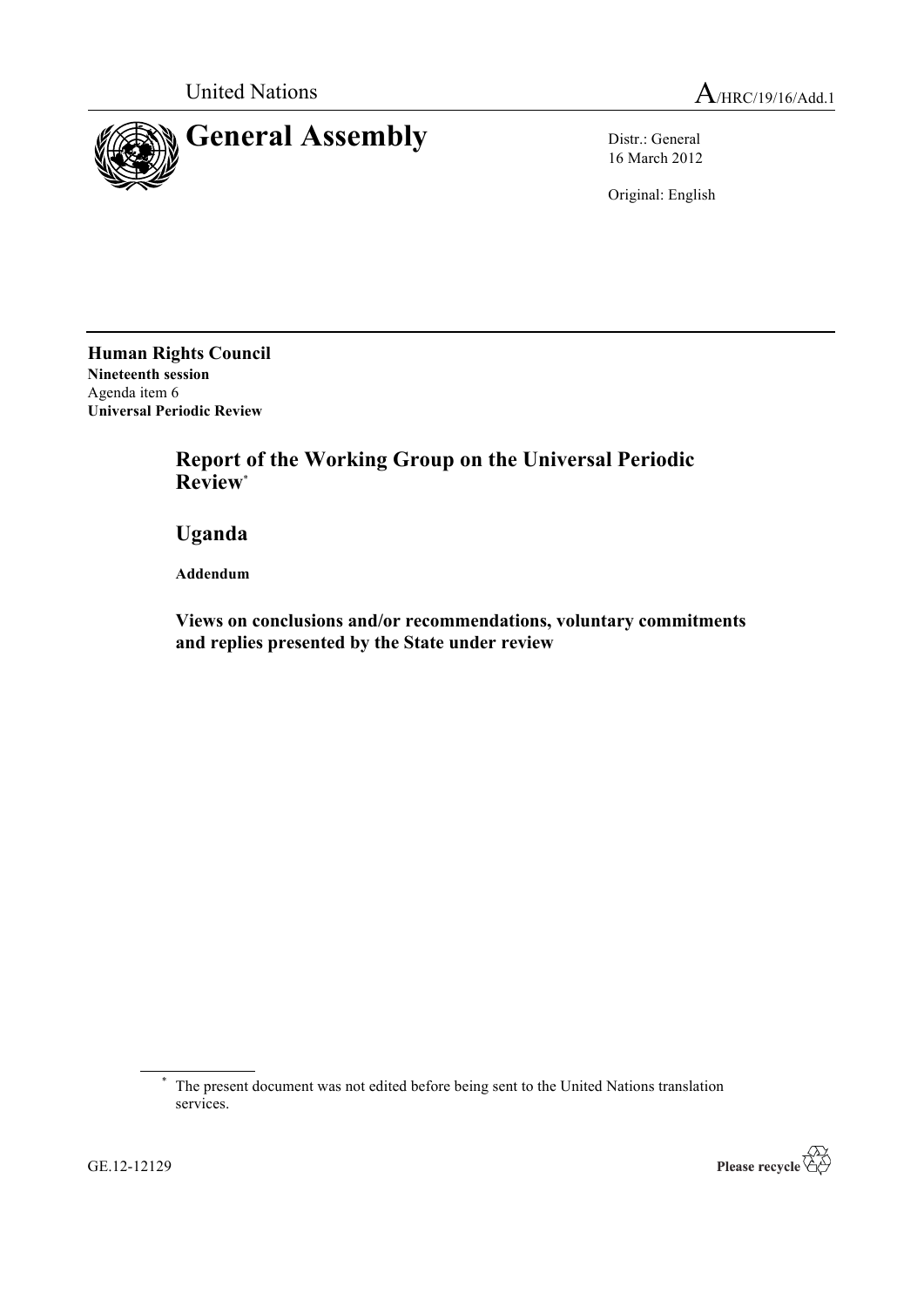United Nations A/HRC/19/16/Add.1

# General Assembly

Distr.: General
16 March 2012

Original: English

**Human Rights Council**
**Nineteenth session**
Agenda item 6
**Universal Periodic Review**

## Report of the Working Group on the Universal Periodic Review*

## Uganda

**Addendum**

### Views on conclusions and/or recommendations, voluntary commitments and replies presented by the State under review

---

* The present document was not edited before being sent to the United Nations translation services.

GE.12-12129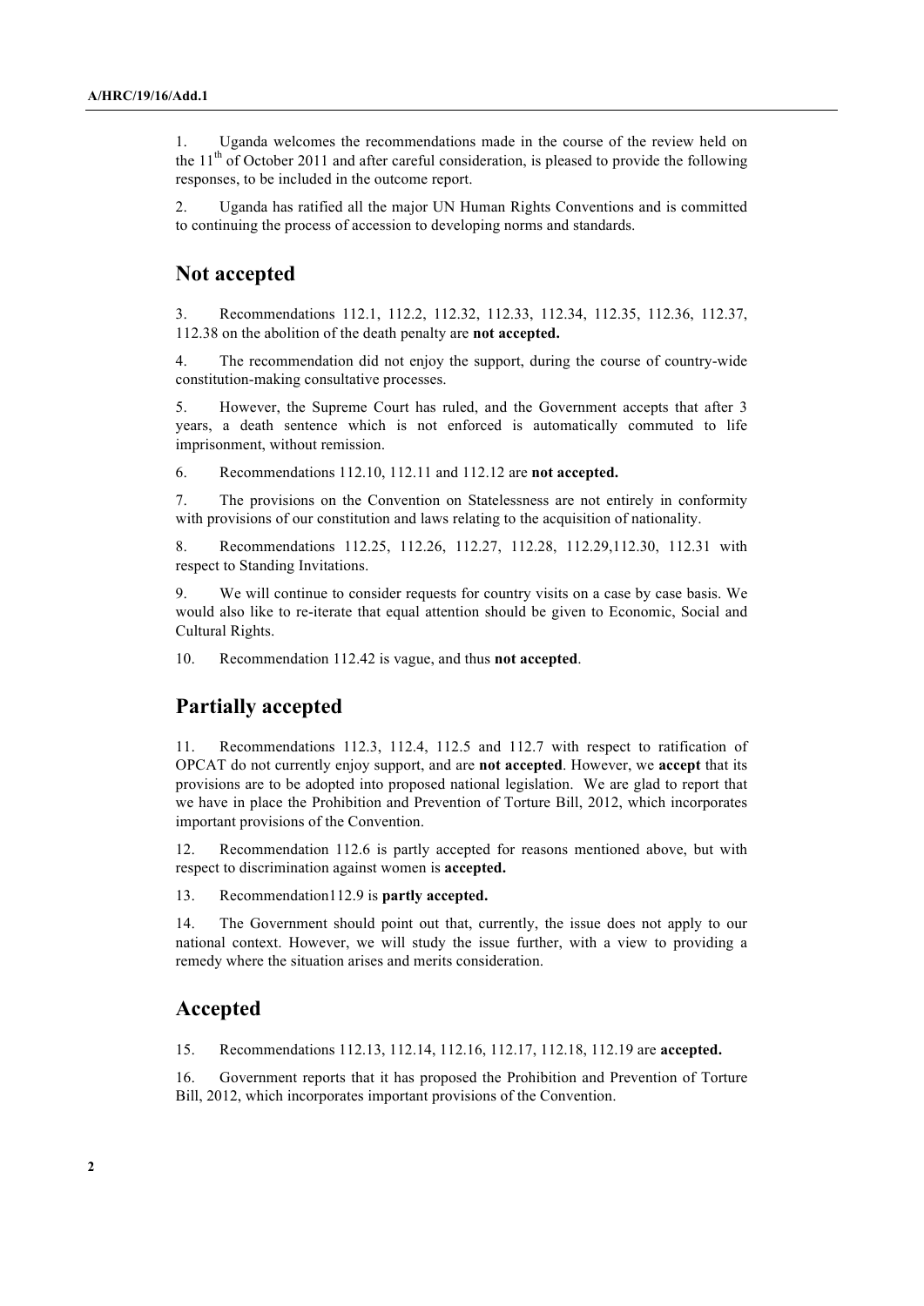1. Uganda welcomes the recommendations made in the course of the review held on the 11th of October 2011 and after careful consideration, is pleased to provide the following responses, to be included in the outcome report.

2. Uganda has ratified all the major UN Human Rights Conventions and is committed to continuing the process of accession to developing norms and standards.

## Not accepted

3. Recommendations 112.1, 112.2, 112.32, 112.33, 112.34, 112.35, 112.36, 112.37, 112.38 on the abolition of the death penalty are **not accepted.**

4. The recommendation did not enjoy the support, during the course of country-wide constitution-making consultative processes.

5. However, the Supreme Court has ruled, and the Government accepts that after 3 years, a death sentence which is not enforced is automatically commuted to life imprisonment, without remission.

6. Recommendations 112.10, 112.11 and 112.12 are **not accepted.**

7. The provisions on the Convention on Statelessness are not entirely in conformity with provisions of our constitution and laws relating to the acquisition of nationality.

8. Recommendations 112.25, 112.26, 112.27, 112.28, 112.29,112.30, 112.31 with respect to Standing Invitations.

9. We will continue to consider requests for country visits on a case by case basis. We would also like to re-iterate that equal attention should be given to Economic, Social and Cultural Rights.

10. Recommendation 112.42 is vague, and thus **not accepted**.

## Partially accepted

11. Recommendations 112.3, 112.4, 112.5 and 112.7 with respect to ratification of OPCAT do not currently enjoy support, and are **not accepted**. However, we **accept** that its provisions are to be adopted into proposed national legislation. We are glad to report that we have in place the Prohibition and Prevention of Torture Bill, 2012, which incorporates important provisions of the Convention.

12. Recommendation 112.6 is partly accepted for reasons mentioned above, but with respect to discrimination against women is **accepted.**

13. Recommendation112.9 is **partly accepted.**

14. The Government should point out that, currently, the issue does not apply to our national context. However, we will study the issue further, with a view to providing a remedy where the situation arises and merits consideration.

## Accepted

15. Recommendations 112.13, 112.14, 112.16, 112.17, 112.18, 112.19 are **accepted.**

16. Government reports that it has proposed the Prohibition and Prevention of Torture Bill, 2012, which incorporates important provisions of the Convention.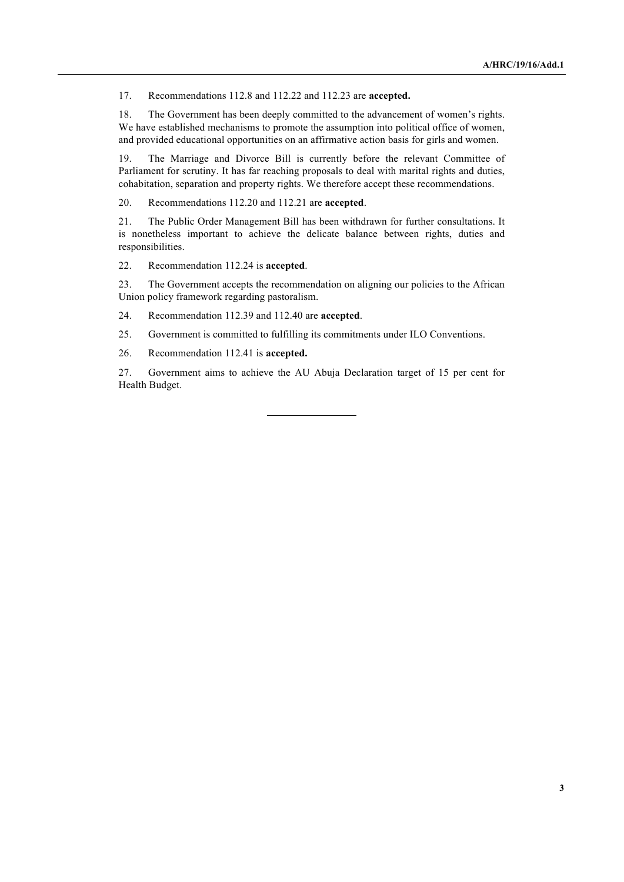17. Recommendations 112.8 and 112.22 and 112.23 are **accepted.**

18. The Government has been deeply committed to the advancement of women's rights. We have established mechanisms to promote the assumption into political office of women, and provided educational opportunities on an affirmative action basis for girls and women.

19. The Marriage and Divorce Bill is currently before the relevant Committee of Parliament for scrutiny. It has far reaching proposals to deal with marital rights and duties, cohabitation, separation and property rights. We therefore accept these recommendations.

20. Recommendations 112.20 and 112.21 are **accepted**.

21. The Public Order Management Bill has been withdrawn for further consultations. It is nonetheless important to achieve the delicate balance between rights, duties and responsibilities.

22. Recommendation 112.24 is **accepted**.

23. The Government accepts the recommendation on aligning our policies to the African Union policy framework regarding pastoralism.

24. Recommendation 112.39 and 112.40 are **accepted**.

25. Government is committed to fulfilling its commitments under ILO Conventions.

26. Recommendation 112.41 is **accepted.**

27. Government aims to achieve the AU Abuja Declaration target of 15 per cent for Health Budget.